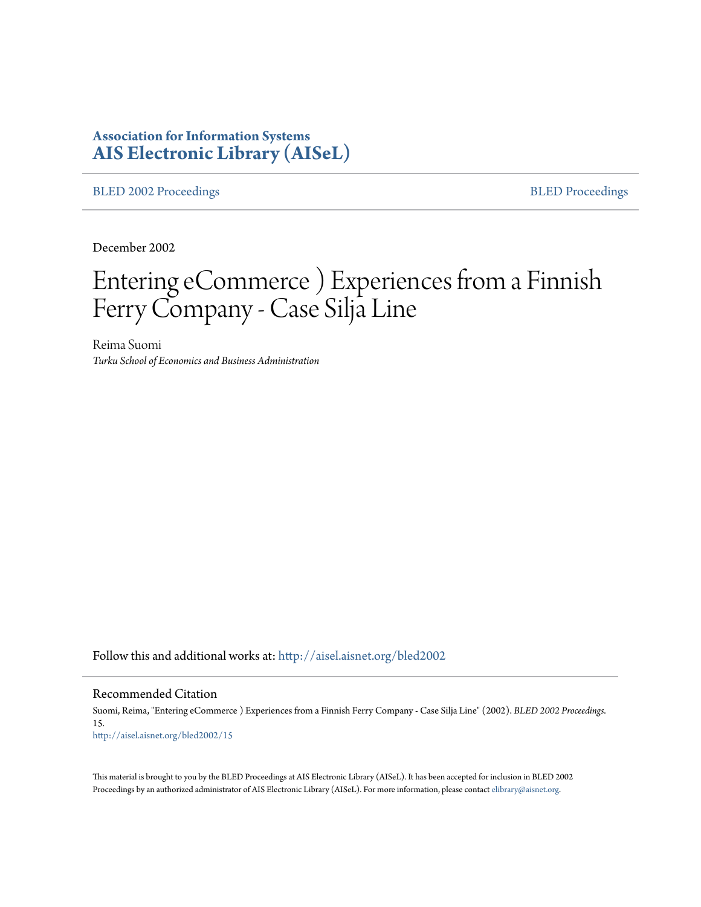**Association for Information Systems**
**AIS Electronic Library (AISeL)**

BLED 2002 Proceedings | BLED Proceedings

December 2002

# Entering eCommerce ) Experiences from a Finnish Ferry Company - Case Silja Line

Reima Suomi
*Turku School of Economics and Business Administration*

Follow this and additional works at: http://aisel.aisnet.org/bled2002

## Recommended Citation

Suomi, Reima, "Entering eCommerce ) Experiences from a Finnish Ferry Company - Case Silja Line" (2002). *BLED 2002 Proceedings*. 15.
http://aisel.aisnet.org/bled2002/15

This material is brought to you by the BLED Proceedings at AIS Electronic Library (AISeL). It has been accepted for inclusion in BLED 2002 Proceedings by an authorized administrator of AIS Electronic Library (AISeL). For more information, please contact elibrary@aisnet.org.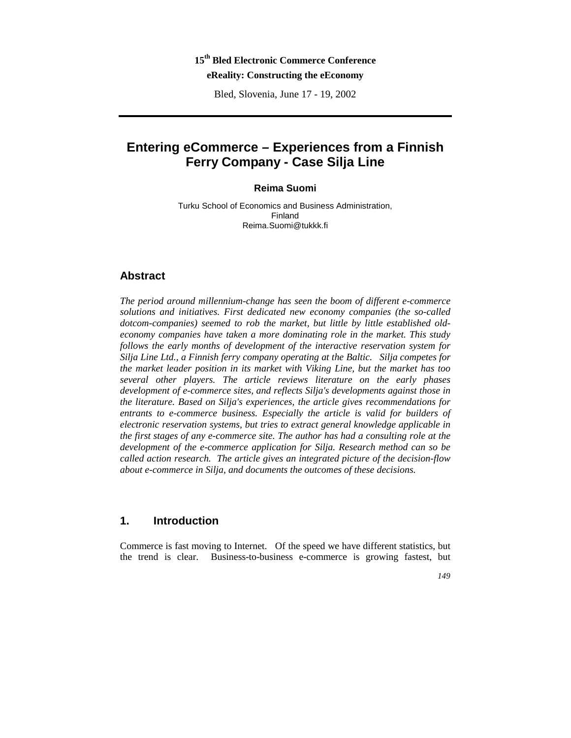15[th] Bled Electronic Commerce Conference

**eReality: Constructing the eEconomy**

Bled, Slovenia, June 17 - 19, 2002

# Entering eCommerce – Experiences from a Finnish Ferry Company - Case Silja Line

**Reima Suomi**

Turku School of Economics and Business Administration, Finland
Reima.Suomi@tukkk.fi

## Abstract

*The period around millennium-change has seen the boom of different e-commerce solutions and initiatives. First dedicated new economy companies (the so-called dotcom-companies) seemed to rob the market, but little by little established old-economy companies have taken a more dominating role in the market. This study follows the early months of development of the interactive reservation system for Silja Line Ltd., a Finnish ferry company operating at the Baltic. Silja competes for the market leader position in its market with Viking Line, but the market has too several other players. The article reviews literature on the early phases development of e-commerce sites, and reflects Silja's developments against those in the literature. Based on Silja's experiences, the article gives recommendations for entrants to e-commerce business. Especially the article is valid for builders of electronic reservation systems, but tries to extract general knowledge applicable in the first stages of any e-commerce site. The author has had a consulting role at the development of the e-commerce application for Silja. Research method can so be called action research. The article gives an integrated picture of the decision-flow about e-commerce in Silja, and documents the outcomes of these decisions.*

## 1. Introduction

Commerce is fast moving to Internet. Of the speed we have different statistics, but the trend is clear. Business-to-business e-commerce is growing fastest, but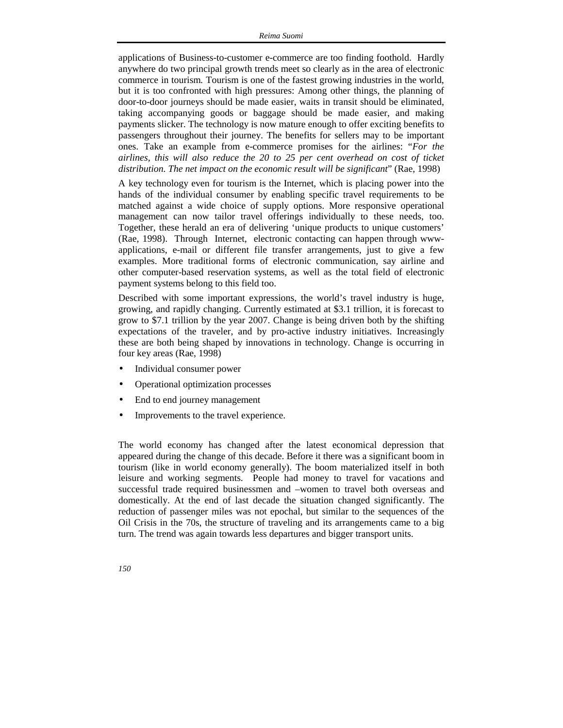applications of Business-to-customer e-commerce are too finding foothold. Hardly anywhere do two principal growth trends meet so clearly as in the area of electronic commerce in tourism. Tourism is one of the fastest growing industries in the world, but it is too confronted with high pressures: Among other things, the planning of door-to-door journeys should be made easier, waits in transit should be eliminated, taking accompanying goods or baggage should be made easier, and making payments slicker. The technology is now mature enough to offer exciting benefits to passengers throughout their journey. The benefits for sellers may to be important ones. Take an example from e-commerce promises for the airlines: "*For the airlines, this will also reduce the 20 to 25 per cent overhead on cost of ticket distribution. The net impact on the economic result will be significant*" (Rae, 1998)

A key technology even for tourism is the Internet, which is placing power into the hands of the individual consumer by enabling specific travel requirements to be matched against a wide choice of supply options. More responsive operational management can now tailor travel offerings individually to these needs, too. Together, these herald an era of delivering 'unique products to unique customers' (Rae, 1998). Through Internet, electronic contacting can happen through www-applications, e-mail or different file transfer arrangements, just to give a few examples. More traditional forms of electronic communication, say airline and other computer-based reservation systems, as well as the total field of electronic payment systems belong to this field too.

Described with some important expressions, the world's travel industry is huge, growing, and rapidly changing. Currently estimated at $3.1 trillion, it is forecast to grow to $7.1 trillion by the year 2007. Change is being driven both by the shifting expectations of the traveler, and by pro-active industry initiatives. Increasingly these are both being shaped by innovations in technology. Change is occurring in four key areas (Rae, 1998)

- Individual consumer power
- Operational optimization processes
- End to end journey management
- Improvements to the travel experience.

The world economy has changed after the latest economical depression that appeared during the change of this decade. Before it there was a significant boom in tourism (like in world economy generally). The boom materialized itself in both leisure and working segments. People had money to travel for vacations and successful trade required businessmen and –women to travel both overseas and domestically. At the end of last decade the situation changed significantly. The reduction of passenger miles was not epochal, but similar to the sequences of the Oil Crisis in the 70s, the structure of traveling and its arrangements came to a big turn. The trend was again towards less departures and bigger transport units.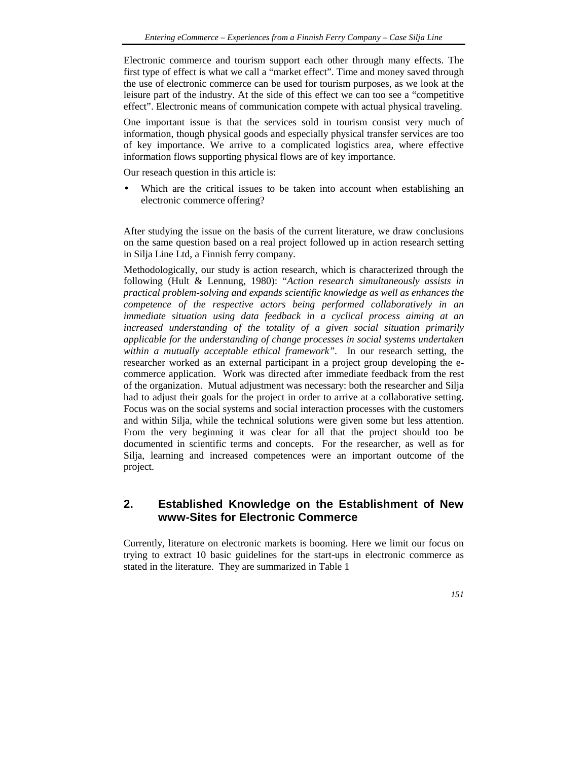Electronic commerce and tourism support each other through many effects. The first type of effect is what we call a "market effect". Time and money saved through the use of electronic commerce can be used for tourism purposes, as we look at the leisure part of the industry. At the side of this effect we can too see a "competitive effect". Electronic means of communication compete with actual physical traveling.

One important issue is that the services sold in tourism consist very much of information, though physical goods and especially physical transfer services are too of key importance. We arrive to a complicated logistics area, where effective information flows supporting physical flows are of key importance.

Our reseach question in this article is:

- Which are the critical issues to be taken into account when establishing an electronic commerce offering?

After studying the issue on the basis of the current literature, we draw conclusions on the same question based on a real project followed up in action research setting in Silja Line Ltd, a Finnish ferry company.

Methodologically, our study is action research, which is characterized through the following (Hult & Lennung, 1980): "*Action research simultaneously assists in practical problem-solving and expands scientific knowledge as well as enhances the competence of the respective actors being performed collaboratively in an immediate situation using data feedback in a cyclical process aiming at an increased understanding of the totality of a given social situation primarily applicable for the understanding of change processes in social systems undertaken within a mutually acceptable ethical framework*". In our research setting, the researcher worked as an external participant in a project group developing the e-commerce application. Work was directed after immediate feedback from the rest of the organization. Mutual adjustment was necessary: both the researcher and Silja had to adjust their goals for the project in order to arrive at a collaborative setting. Focus was on the social systems and social interaction processes with the customers and within Silja, while the technical solutions were given some but less attention. From the very beginning it was clear for all that the project should too be documented in scientific terms and concepts. For the researcher, as well as for Silja, learning and increased competences were an important outcome of the project.

## 2. Established Knowledge on the Establishment of New www-Sites for Electronic Commerce

Currently, literature on electronic markets is booming. Here we limit our focus on trying to extract 10 basic guidelines for the start-ups in electronic commerce as stated in the literature. They are summarized in Table 1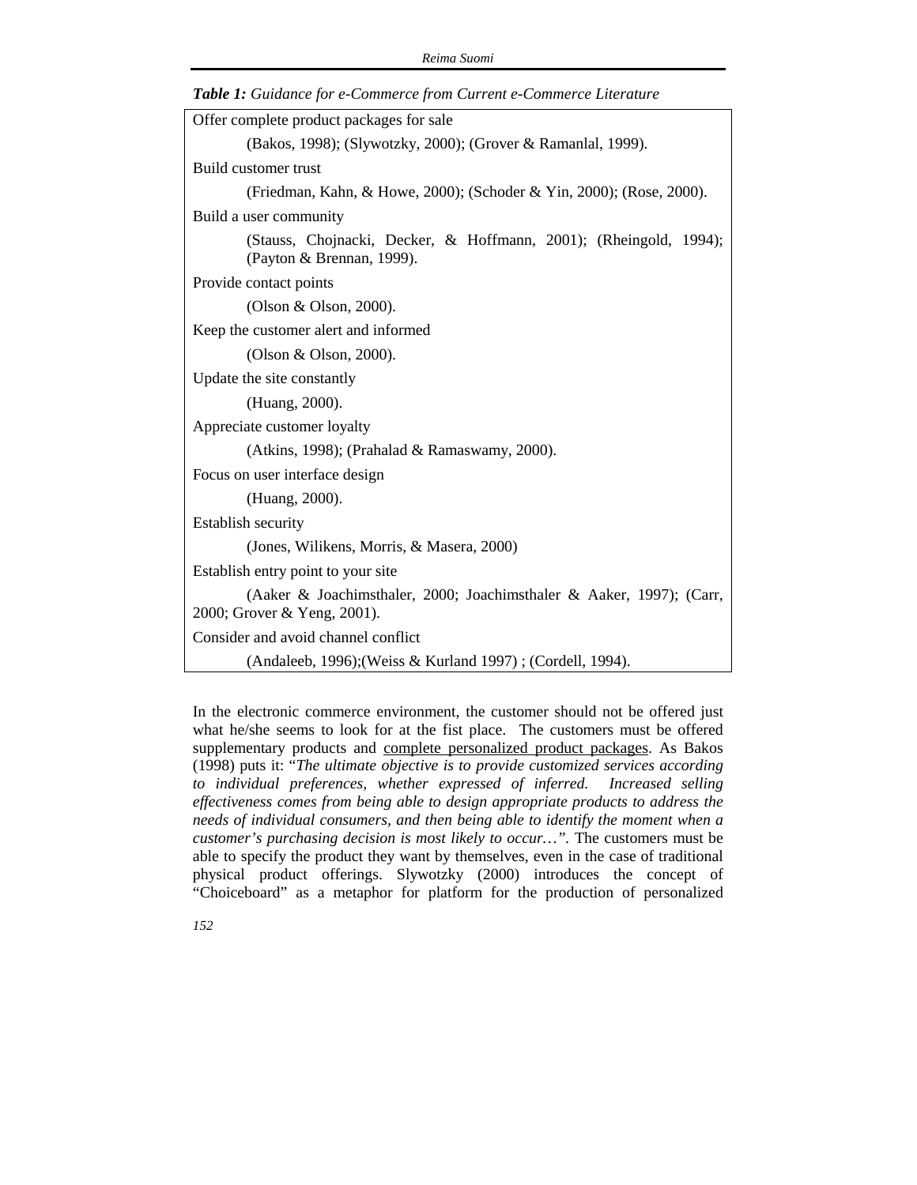***Table 1:** Guidance for e-Commerce from Current e-Commerce Literature*

| Guidance | References |
|---|---|
| Offer complete product packages for sale | (Bakos, 1998); (Slywotzky, 2000); (Grover & Ramanlal, 1999). |
| Build customer trust | (Friedman, Kahn, & Howe, 2000); (Schoder & Yin, 2000); (Rose, 2000). |
| Build a user community | (Stauss, Chojnacki, Decker, & Hoffmann, 2001); (Rheingold, 1994); (Payton & Brennan, 1999). |
| Provide contact points | (Olson & Olson, 2000). |
| Keep the customer alert and informed | (Olson & Olson, 2000). |
| Update the site constantly | (Huang, 2000). |
| Appreciate customer loyalty | (Atkins, 1998); (Prahalad & Ramaswamy, 2000). |
| Focus on user interface design | (Huang, 2000). |
| Establish security | (Jones, Wilikens, Morris, & Masera, 2000) |
| Establish entry point to your site | (Aaker & Joachimsthaler, 2000; Joachimsthaler & Aaker, 1997); (Carr, 2000; Grover & Yeng, 2001). |
| Consider and avoid channel conflict | (Andaleeb, 1996);(Weiss & Kurland 1997) ; (Cordell, 1994). |

In the electronic commerce environment, the customer should not be offered just what he/she seems to look for at the fist place. The customers must be offered supplementary products and <u>complete personalized product packages</u>. As Bakos (1998) puts it: "*The ultimate objective is to provide customized services according to individual preferences, whether expressed of inferred. Increased selling effectiveness comes from being able to design appropriate products to address the needs of individual consumers, and then being able to identify the moment when a customer's purchasing decision is most likely to occur…*". The customers must be able to specify the product they want by themselves, even in the case of traditional physical product offerings. Slywotzky (2000) introduces the concept of "Choiceboard" as a metaphor for platform for the production of personalized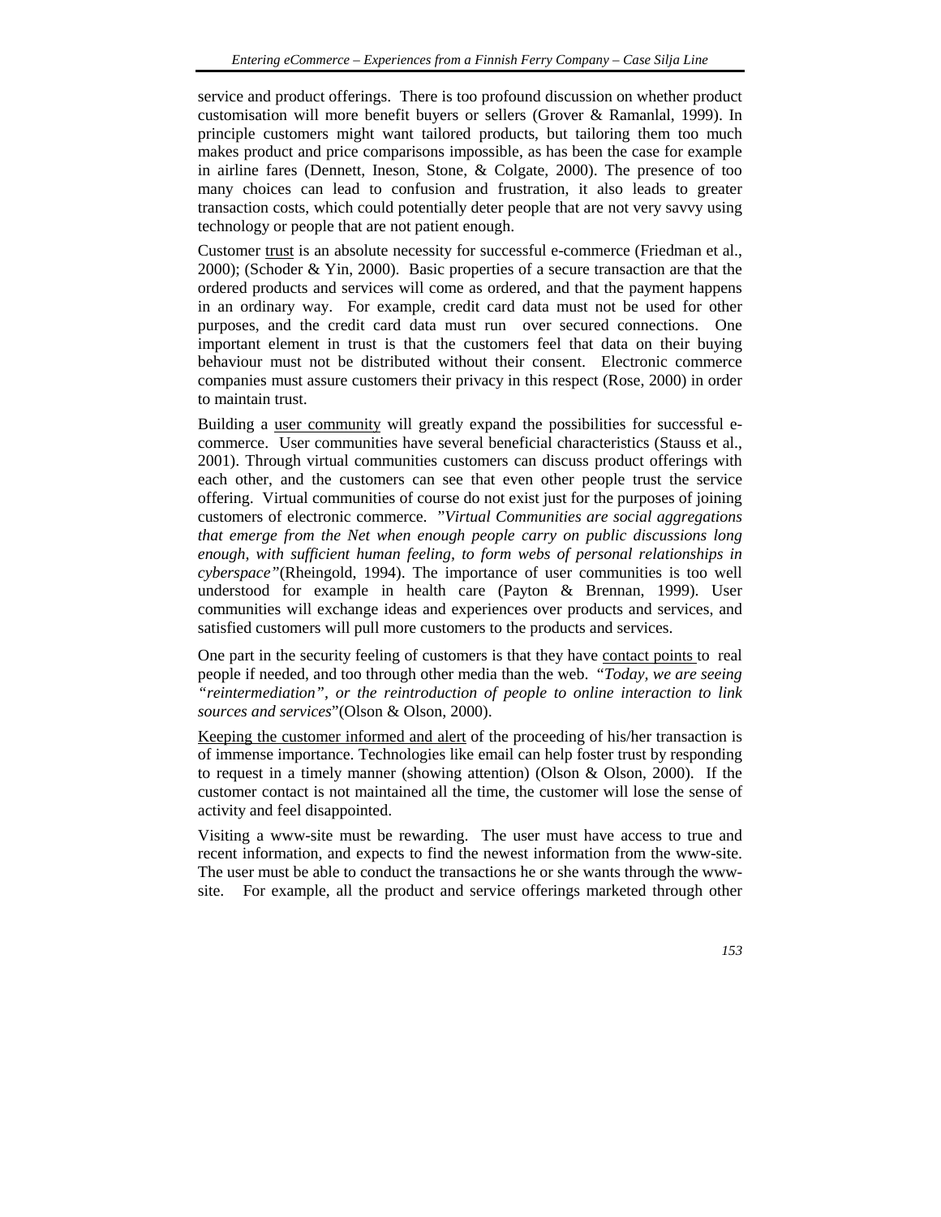service and product offerings. There is too profound discussion on whether product customisation will more benefit buyers or sellers (Grover & Ramanlal, 1999). In principle customers might want tailored products, but tailoring them too much makes product and price comparisons impossible, as has been the case for example in airline fares (Dennett, Ineson, Stone, & Colgate, 2000). The presence of too many choices can lead to confusion and frustration, it also leads to greater transaction costs, which could potentially deter people that are not very savvy using technology or people that are not patient enough.

Customer <u>trust</u> is an absolute necessity for successful e-commerce (Friedman et al., 2000); (Schoder & Yin, 2000). Basic properties of a secure transaction are that the ordered products and services will come as ordered, and that the payment happens in an ordinary way. For example, credit card data must not be used for other purposes, and the credit card data must run over secured connections. One important element in trust is that the customers feel that data on their buying behaviour must not be distributed without their consent. Electronic commerce companies must assure customers their privacy in this respect (Rose, 2000) in order to maintain trust.

Building a <u>user community</u> will greatly expand the possibilities for successful e-commerce. User communities have several beneficial characteristics (Stauss et al., 2001). Through virtual communities customers can discuss product offerings with each other, and the customers can see that even other people trust the service offering. Virtual communities of course do not exist just for the purposes of joining customers of electronic commerce. *"Virtual Communities are social aggregations that emerge from the Net when enough people carry on public discussions long enough, with sufficient human feeling, to form webs of personal relationships in cyberspace"*(Rheingold, 1994). The importance of user communities is too well understood for example in health care (Payton & Brennan, 1999). User communities will exchange ideas and experiences over products and services, and satisfied customers will pull more customers to the products and services.

One part in the security feeling of customers is that they have <u>contact points</u> to real people if needed, and too through other media than the web. *"Today, we are seeing "reintermediation", or the reintroduction of people to online interaction to link sources and services*"(Olson & Olson, 2000).

<u>Keeping the customer informed and alert</u> of the proceeding of his/her transaction is of immense importance. Technologies like email can help foster trust by responding to request in a timely manner (showing attention) (Olson & Olson, 2000). If the customer contact is not maintained all the time, the customer will lose the sense of activity and feel disappointed.

Visiting a www-site must be rewarding. The user must have access to true and recent information, and expects to find the newest information from the www-site. The user must be able to conduct the transactions he or she wants through the www-site. For example, all the product and service offerings marketed through other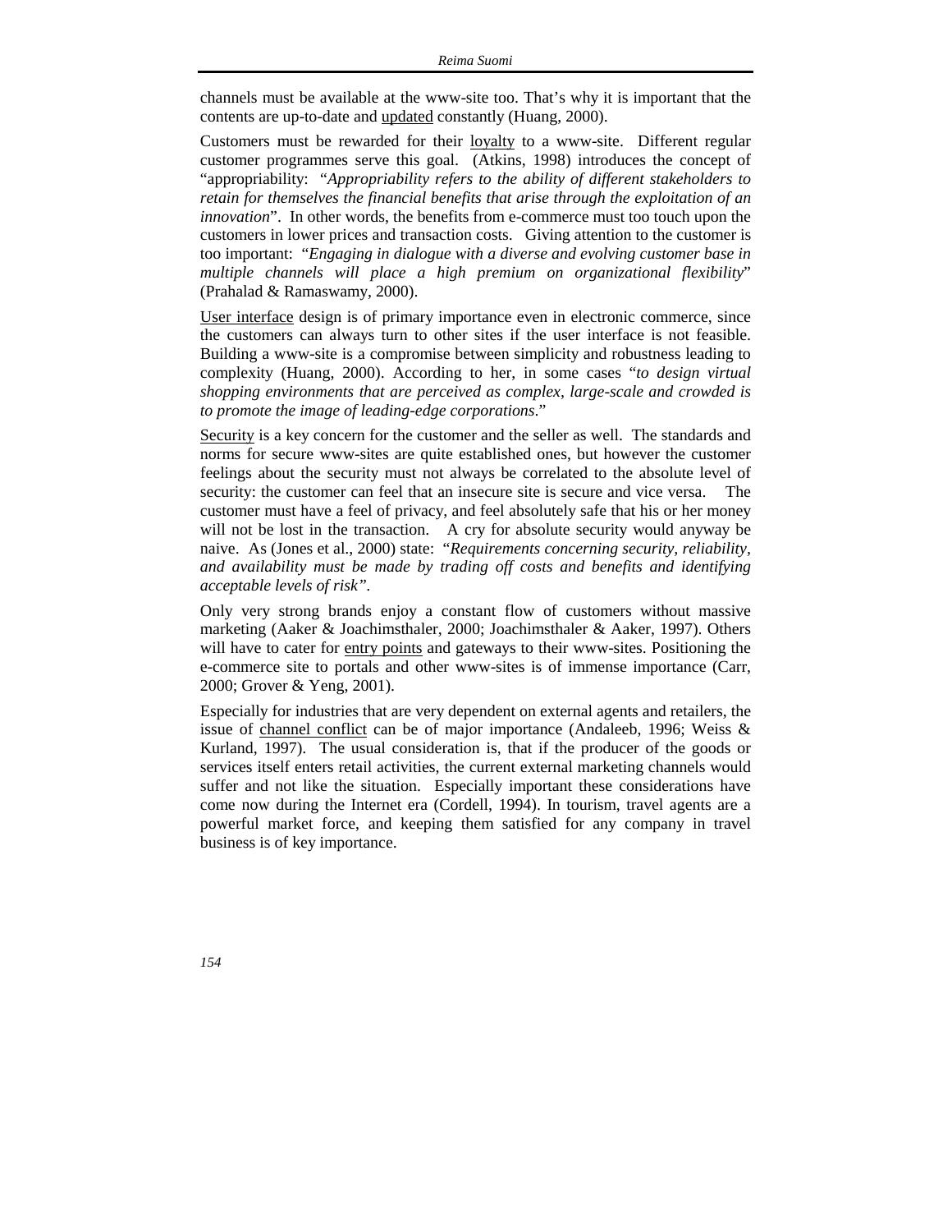channels must be available at the www-site too. That's why it is important that the contents are up-to-date and <u>updated</u> constantly (Huang, 2000).

Customers must be rewarded for their <u>loyalty</u> to a www-site. Different regular customer programmes serve this goal. (Atkins, 1998) introduces the concept of "appropriability: "*Appropriability refers to the ability of different stakeholders to retain for themselves the financial benefits that arise through the exploitation of an innovation*". In other words, the benefits from e-commerce must too touch upon the customers in lower prices and transaction costs. Giving attention to the customer is too important: "*Engaging in dialogue with a diverse and evolving customer base in multiple channels will place a high premium on organizational flexibility*" (Prahalad & Ramaswamy, 2000).

<u>User interface</u> design is of primary importance even in electronic commerce, since the customers can always turn to other sites if the user interface is not feasible. Building a www-site is a compromise between simplicity and robustness leading to complexity (Huang, 2000). According to her, in some cases "*to design virtual shopping environments that are perceived as complex, large-scale and crowded is to promote the image of leading-edge corporations*."

<u>Security</u> is a key concern for the customer and the seller as well. The standards and norms for secure www-sites are quite established ones, but however the customer feelings about the security must not always be correlated to the absolute level of security: the customer can feel that an insecure site is secure and vice versa. The customer must have a feel of privacy, and feel absolutely safe that his or her money will not be lost in the transaction. A cry for absolute security would anyway be naive. As (Jones et al., 2000) state: "*Requirements concerning security, reliability, and availability must be made by trading off costs and benefits and identifying acceptable levels of risk"*.

Only very strong brands enjoy a constant flow of customers without massive marketing (Aaker & Joachimsthaler, 2000; Joachimsthaler & Aaker, 1997). Others will have to cater for <u>entry points</u> and gateways to their www-sites. Positioning the e-commerce site to portals and other www-sites is of immense importance (Carr, 2000; Grover & Yeng, 2001).

Especially for industries that are very dependent on external agents and retailers, the issue of <u>channel conflict</u> can be of major importance (Andaleeb, 1996; Weiss & Kurland, 1997). The usual consideration is, that if the producer of the goods or services itself enters retail activities, the current external marketing channels would suffer and not like the situation. Especially important these considerations have come now during the Internet era (Cordell, 1994). In tourism, travel agents are a powerful market force, and keeping them satisfied for any company in travel business is of key importance.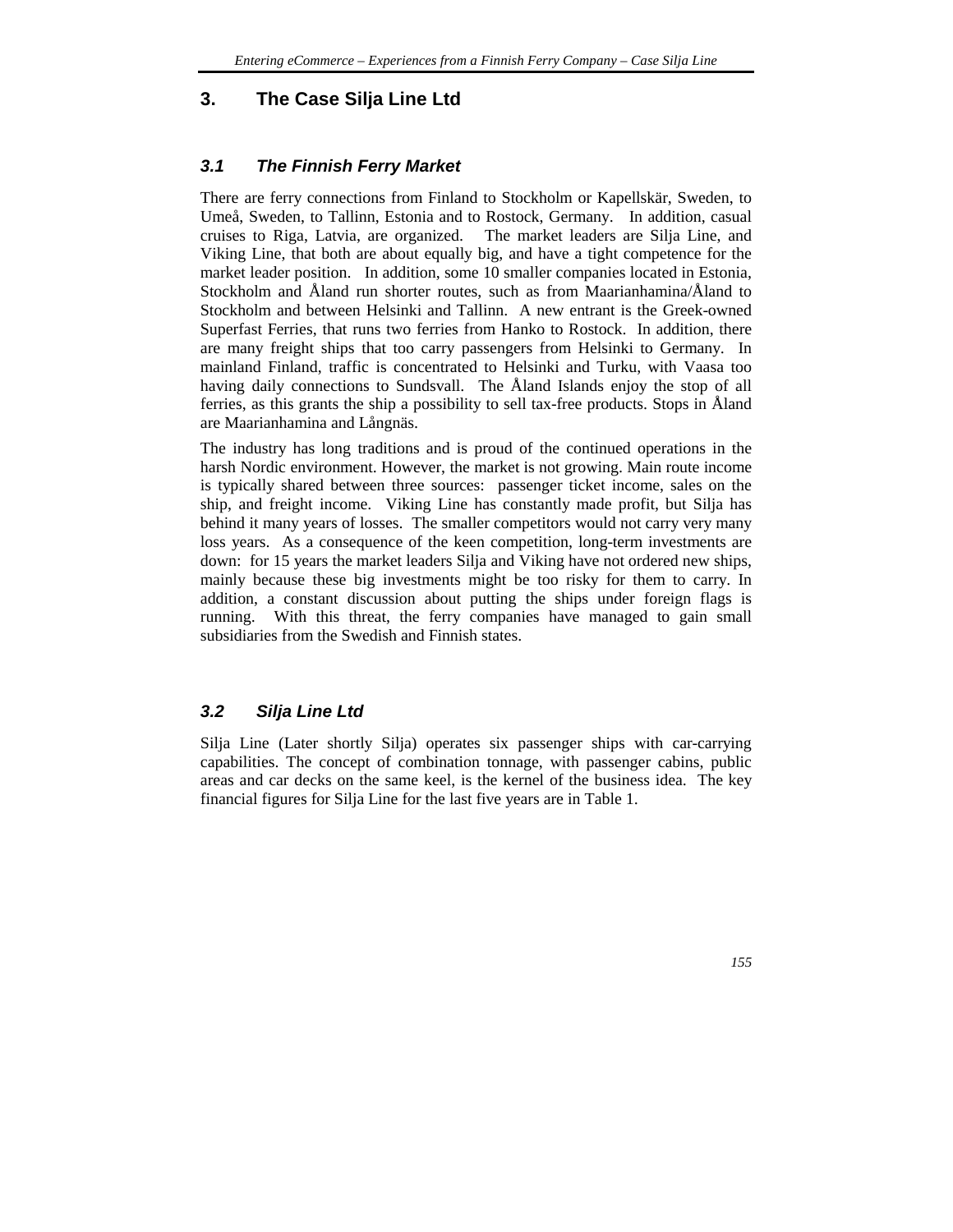## 3. The Case Silja Line Ltd

### *3.1 The Finnish Ferry Market*

There are ferry connections from Finland to Stockholm or Kapellskär, Sweden, to Umeå, Sweden, to Tallinn, Estonia and to Rostock, Germany. In addition, casual cruises to Riga, Latvia, are organized. The market leaders are Silja Line, and Viking Line, that both are about equally big, and have a tight competence for the market leader position. In addition, some 10 smaller companies located in Estonia, Stockholm and Åland run shorter routes, such as from Maarianhamina/Åland to Stockholm and between Helsinki and Tallinn. A new entrant is the Greek-owned Superfast Ferries, that runs two ferries from Hanko to Rostock. In addition, there are many freight ships that too carry passengers from Helsinki to Germany. In mainland Finland, traffic is concentrated to Helsinki and Turku, with Vaasa too having daily connections to Sundsvall. The Åland Islands enjoy the stop of all ferries, as this grants the ship a possibility to sell tax-free products. Stops in Åland are Maarianhamina and Långnäs.

The industry has long traditions and is proud of the continued operations in the harsh Nordic environment. However, the market is not growing. Main route income is typically shared between three sources: passenger ticket income, sales on the ship, and freight income. Viking Line has constantly made profit, but Silja has behind it many years of losses. The smaller competitors would not carry very many loss years. As a consequence of the keen competition, long-term investments are down: for 15 years the market leaders Silja and Viking have not ordered new ships, mainly because these big investments might be too risky for them to carry. In addition, a constant discussion about putting the ships under foreign flags is running. With this threat, the ferry companies have managed to gain small subsidiaries from the Swedish and Finnish states.

### *3.2 Silja Line Ltd*

Silja Line (Later shortly Silja) operates six passenger ships with car-carrying capabilities. The concept of combination tonnage, with passenger cabins, public areas and car decks on the same keel, is the kernel of the business idea. The key financial figures for Silja Line for the last five years are in Table 1.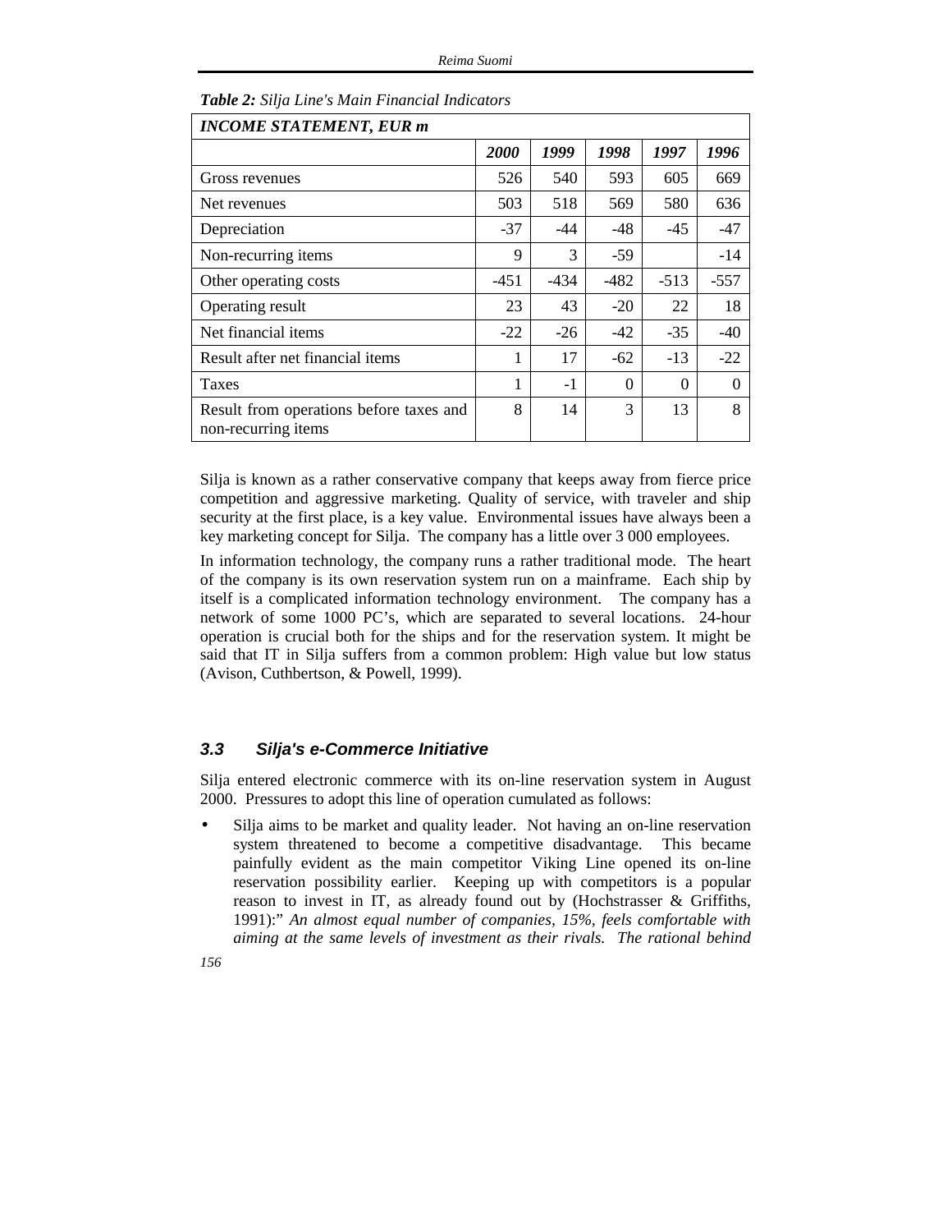***Table 2:*** *Silja Line's Main Financial Indicators*

| ***INCOME STATEMENT, EUR m*** | | | | | |
|---|---|---|---|---|---|
| | ***2000*** | ***1999*** | ***1998*** | ***1997*** | ***1996*** |
| Gross revenues | 526 | 540 | 593 | 605 | 669 |
| Net revenues | 503 | 518 | 569 | 580 | 636 |
| Depreciation | -37 | -44 | -48 | -45 | -47 |
| Non-recurring items | 9 | 3 | -59 | | -14 |
| Other operating costs | -451 | -434 | -482 | -513 | -557 |
| Operating result | 23 | 43 | -20 | 22 | 18 |
| Net financial items | -22 | -26 | -42 | -35 | -40 |
| Result after net financial items | 1 | 17 | -62 | -13 | -22 |
| Taxes | 1 | -1 | 0 | 0 | 0 |
| Result from operations before taxes and non-recurring items | 8 | 14 | 3 | 13 | 8 |

Silja is known as a rather conservative company that keeps away from fierce price competition and aggressive marketing. Quality of service, with traveler and ship security at the first place, is a key value. Environmental issues have always been a key marketing concept for Silja. The company has a little over 3 000 employees.

In information technology, the company runs a rather traditional mode. The heart of the company is its own reservation system run on a mainframe. Each ship by itself is a complicated information technology environment. The company has a network of some 1000 PC's, which are separated to several locations. 24-hour operation is crucial both for the ships and for the reservation system. It might be said that IT in Silja suffers from a common problem: High value but low status (Avison, Cuthbertson, & Powell, 1999).

### 3.3 Silja's e-Commerce Initiative

Silja entered electronic commerce with its on-line reservation system in August 2000. Pressures to adopt this line of operation cumulated as follows:

- Silja aims to be market and quality leader. Not having an on-line reservation system threatened to become a competitive disadvantage. This became painfully evident as the main competitor Viking Line opened its on-line reservation possibility earlier. Keeping up with competitors is a popular reason to invest in IT, as already found out by (Hochstrasser & Griffiths, 1991):" *An almost equal number of companies, 15%, feels comfortable with aiming at the same levels of investment as their rivals. The rational behind*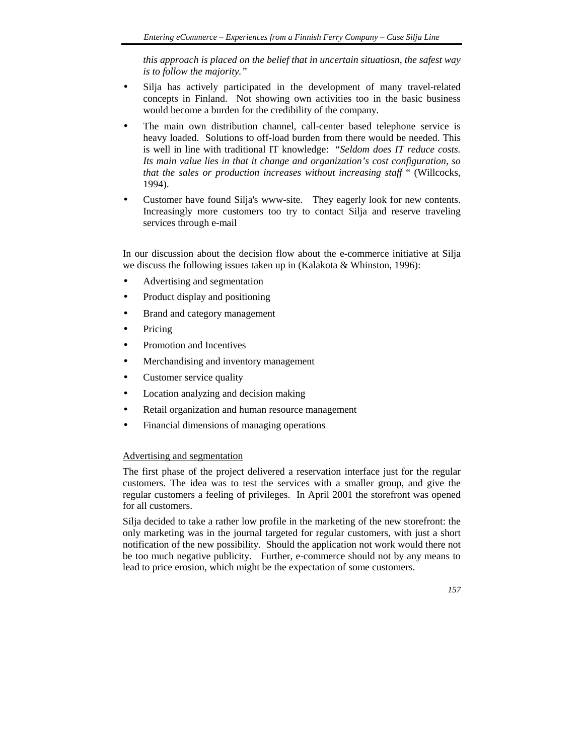*this approach is placed on the belief that in uncertain situatiosn, the safest way is to follow the majority."*

- Silja has actively participated in the development of many travel-related concepts in Finland. Not showing own activities too in the basic business would become a burden for the credibility of the company.
- The main own distribution channel, call-center based telephone service is heavy loaded. Solutions to off-load burden from there would be needed. This is well in line with traditional IT knowledge: *"Seldom does IT reduce costs. Its main value lies in that it change and organization's cost configuration, so that the sales or production increases without increasing staff* " (Willcocks, 1994).
- Customer have found Silja's www-site. They eagerly look for new contents. Increasingly more customers too try to contact Silja and reserve traveling services through e-mail

In our discussion about the decision flow about the e-commerce initiative at Silja we discuss the following issues taken up in (Kalakota & Whinston, 1996):

- Advertising and segmentation
- Product display and positioning
- Brand and category management
- Pricing
- Promotion and Incentives
- Merchandising and inventory management
- Customer service quality
- Location analyzing and decision making
- Retail organization and human resource management
- Financial dimensions of managing operations

<u>Advertising and segmentation</u>

The first phase of the project delivered a reservation interface just for the regular customers. The idea was to test the services with a smaller group, and give the regular customers a feeling of privileges. In April 2001 the storefront was opened for all customers.

Silja decided to take a rather low profile in the marketing of the new storefront: the only marketing was in the journal targeted for regular customers, with just a short notification of the new possibility. Should the application not work would there not be too much negative publicity. Further, e-commerce should not by any means to lead to price erosion, which might be the expectation of some customers.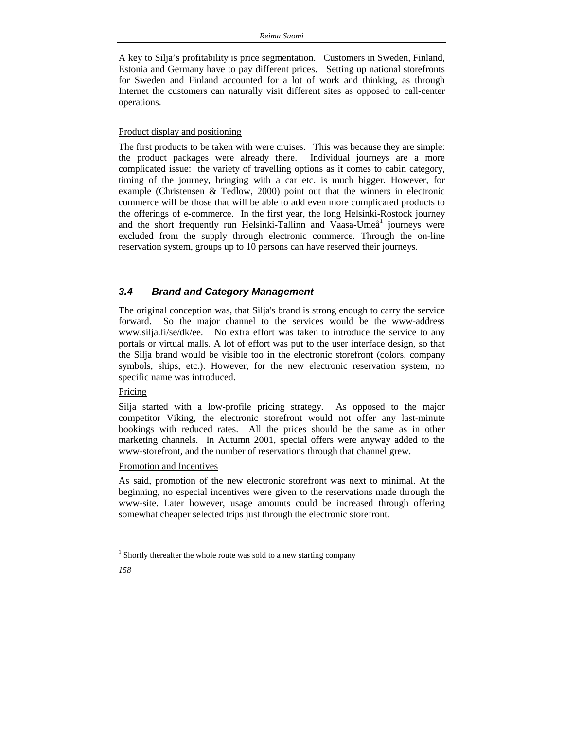A key to Silja's profitability is price segmentation. Customers in Sweden, Finland, Estonia and Germany have to pay different prices. Setting up national storefronts for Sweden and Finland accounted for a lot of work and thinking, as through Internet the customers can naturally visit different sites as opposed to call-center operations.

Product display and positioning

The first products to be taken with were cruises. This was because they are simple: the product packages were already there. Individual journeys are a more complicated issue: the variety of travelling options as it comes to cabin category, timing of the journey, bringing with a car etc. is much bigger. However, for example (Christensen & Tedlow, 2000) point out that the winners in electronic commerce will be those that will be able to add even more complicated products to the offerings of e-commerce. In the first year, the long Helsinki-Rostock journey and the short frequently run Helsinki-Tallinn and Vaasa-Umeå[1] journeys were excluded from the supply through electronic commerce. Through the on-line reservation system, groups up to 10 persons can have reserved their journeys.

### *3.4 Brand and Category Management*

The original conception was, that Silja's brand is strong enough to carry the service forward. So the major channel to the services would be the www-address www.silja.fi/se/dk/ee. No extra effort was taken to introduce the service to any portals or virtual malls. A lot of effort was put to the user interface design, so that the Silja brand would be visible too in the electronic storefront (colors, company symbols, ships, etc.). However, for the new electronic reservation system, no specific name was introduced.

Pricing

Silja started with a low-profile pricing strategy. As opposed to the major competitor Viking, the electronic storefront would not offer any last-minute bookings with reduced rates. All the prices should be the same as in other marketing channels. In Autumn 2001, special offers were anyway added to the www-storefront, and the number of reservations through that channel grew.

Promotion and Incentives

As said, promotion of the new electronic storefront was next to minimal. At the beginning, no especial incentives were given to the reservations made through the www-site. Later however, usage amounts could be increased through offering somewhat cheaper selected trips just through the electronic storefront.

---

[1] Shortly thereafter the whole route was sold to a new starting company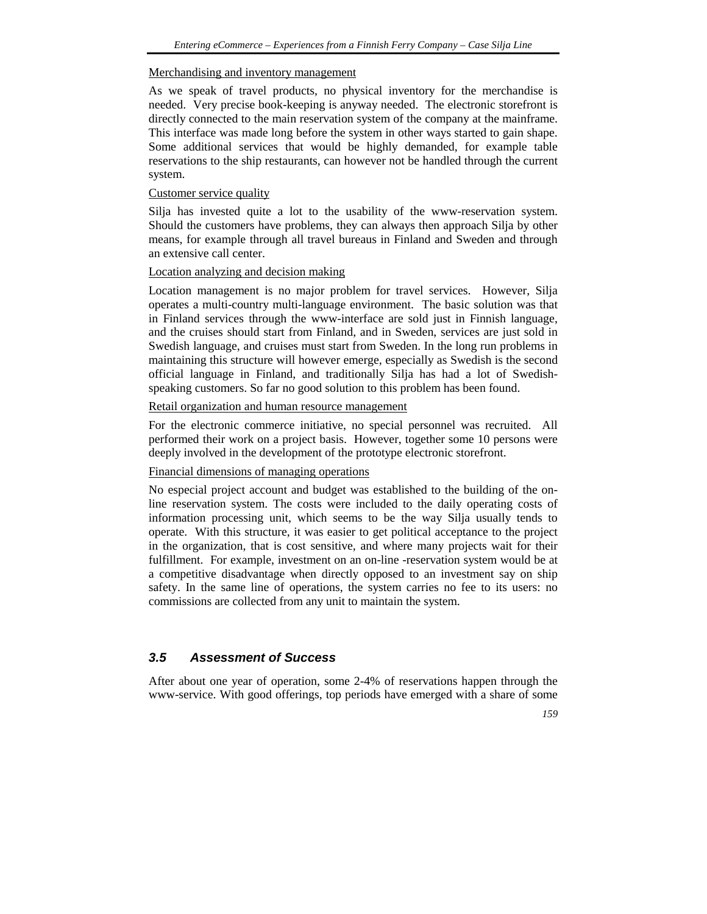Merchandising and inventory management

As we speak of travel products, no physical inventory for the merchandise is needed. Very precise book-keeping is anyway needed. The electronic storefront is directly connected to the main reservation system of the company at the mainframe. This interface was made long before the system in other ways started to gain shape. Some additional services that would be highly demanded, for example table reservations to the ship restaurants, can however not be handled through the current system.

Customer service quality

Silja has invested quite a lot to the usability of the www-reservation system. Should the customers have problems, they can always then approach Silja by other means, for example through all travel bureaus in Finland and Sweden and through an extensive call center.

Location analyzing and decision making

Location management is no major problem for travel services. However, Silja operates a multi-country multi-language environment. The basic solution was that in Finland services through the www-interface are sold just in Finnish language, and the cruises should start from Finland, and in Sweden, services are just sold in Swedish language, and cruises must start from Sweden. In the long run problems in maintaining this structure will however emerge, especially as Swedish is the second official language in Finland, and traditionally Silja has had a lot of Swedish-speaking customers. So far no good solution to this problem has been found.

Retail organization and human resource management

For the electronic commerce initiative, no special personnel was recruited. All performed their work on a project basis. However, together some 10 persons were deeply involved in the development of the prototype electronic storefront.

Financial dimensions of managing operations

No especial project account and budget was established to the building of the on-line reservation system. The costs were included to the daily operating costs of information processing unit, which seems to be the way Silja usually tends to operate. With this structure, it was easier to get political acceptance to the project in the organization, that is cost sensitive, and where many projects wait for their fulfillment. For example, investment on an on-line -reservation system would be at a competitive disadvantage when directly opposed to an investment say on ship safety. In the same line of operations, the system carries no fee to its users: no commissions are collected from any unit to maintain the system.

### 3.5 Assessment of Success

After about one year of operation, some 2-4% of reservations happen through the www-service. With good offerings, top periods have emerged with a share of some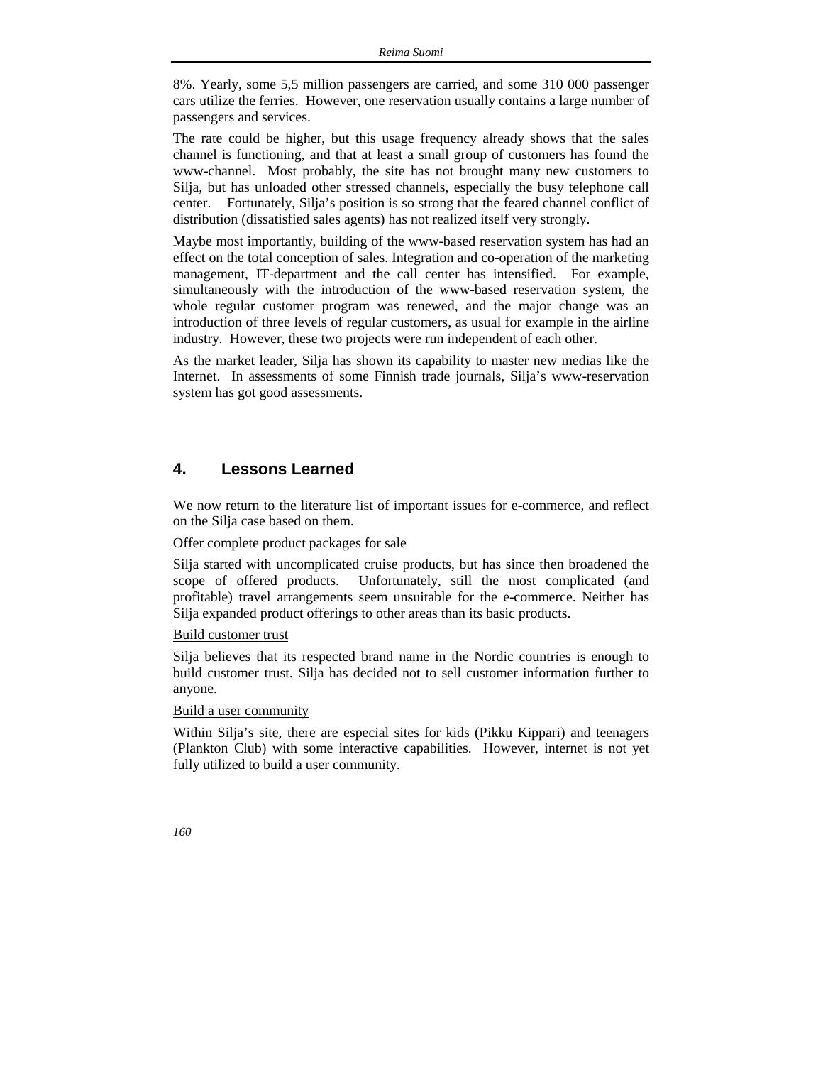8%. Yearly, some 5,5 million passengers are carried, and some 310 000 passenger cars utilize the ferries. However, one reservation usually contains a large number of passengers and services.

The rate could be higher, but this usage frequency already shows that the sales channel is functioning, and that at least a small group of customers has found the www-channel. Most probably, the site has not brought many new customers to Silja, but has unloaded other stressed channels, especially the busy telephone call center. Fortunately, Silja's position is so strong that the feared channel conflict of distribution (dissatisfied sales agents) has not realized itself very strongly.

Maybe most importantly, building of the www-based reservation system has had an effect on the total conception of sales. Integration and co-operation of the marketing management, IT-department and the call center has intensified. For example, simultaneously with the introduction of the www-based reservation system, the whole regular customer program was renewed, and the major change was an introduction of three levels of regular customers, as usual for example in the airline industry. However, these two projects were run independent of each other.

As the market leader, Silja has shown its capability to master new medias like the Internet. In assessments of some Finnish trade journals, Silja's www-reservation system has got good assessments.

## 4. Lessons Learned

We now return to the literature list of important issues for e-commerce, and reflect on the Silja case based on them.

<u>Offer complete product packages for sale</u>

Silja started with uncomplicated cruise products, but has since then broadened the scope of offered products. Unfortunately, still the most complicated (and profitable) travel arrangements seem unsuitable for the e-commerce. Neither has Silja expanded product offerings to other areas than its basic products.

<u>Build customer trust</u>

Silja believes that its respected brand name in the Nordic countries is enough to build customer trust. Silja has decided not to sell customer information further to anyone.

<u>Build a user community</u>

Within Silja's site, there are especial sites for kids (Pikku Kippari) and teenagers (Plankton Club) with some interactive capabilities. However, internet is not yet fully utilized to build a user community.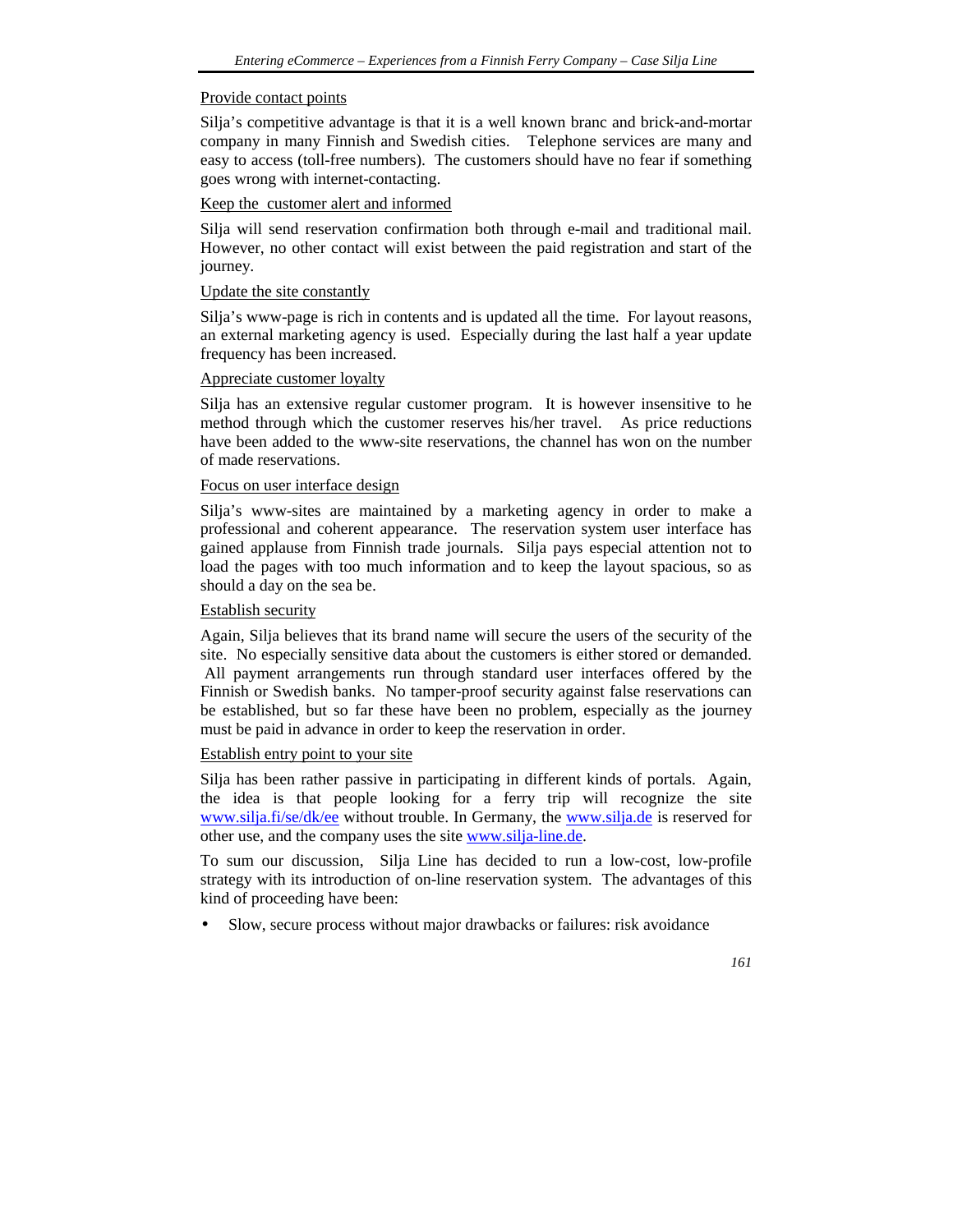Provide contact points

Silja's competitive advantage is that it is a well known branc and brick-and-mortar company in many Finnish and Swedish cities. Telephone services are many and easy to access (toll-free numbers). The customers should have no fear if something goes wrong with internet-contacting.

Keep the customer alert and informed

Silja will send reservation confirmation both through e-mail and traditional mail. However, no other contact will exist between the paid registration and start of the journey.

Update the site constantly

Silja's www-page is rich in contents and is updated all the time. For layout reasons, an external marketing agency is used. Especially during the last half a year update frequency has been increased.

Appreciate customer loyalty

Silja has an extensive regular customer program. It is however insensitive to he method through which the customer reserves his/her travel. As price reductions have been added to the www-site reservations, the channel has won on the number of made reservations.

Focus on user interface design

Silja's www-sites are maintained by a marketing agency in order to make a professional and coherent appearance. The reservation system user interface has gained applause from Finnish trade journals. Silja pays especial attention not to load the pages with too much information and to keep the layout spacious, so as should a day on the sea be.

Establish security

Again, Silja believes that its brand name will secure the users of the security of the site. No especially sensitive data about the customers is either stored or demanded. All payment arrangements run through standard user interfaces offered by the Finnish or Swedish banks. No tamper-proof security against false reservations can be established, but so far these have been no problem, especially as the journey must be paid in advance in order to keep the reservation in order.

Establish entry point to your site

Silja has been rather passive in participating in different kinds of portals. Again, the idea is that people looking for a ferry trip will recognize the site www.silja.fi/se/dk/ee without trouble. In Germany, the www.silja.de is reserved for other use, and the company uses the site www.silja-line.de.

To sum our discussion, Silja Line has decided to run a low-cost, low-profile strategy with its introduction of on-line reservation system. The advantages of this kind of proceeding have been:

- Slow, secure process without major drawbacks or failures: risk avoidance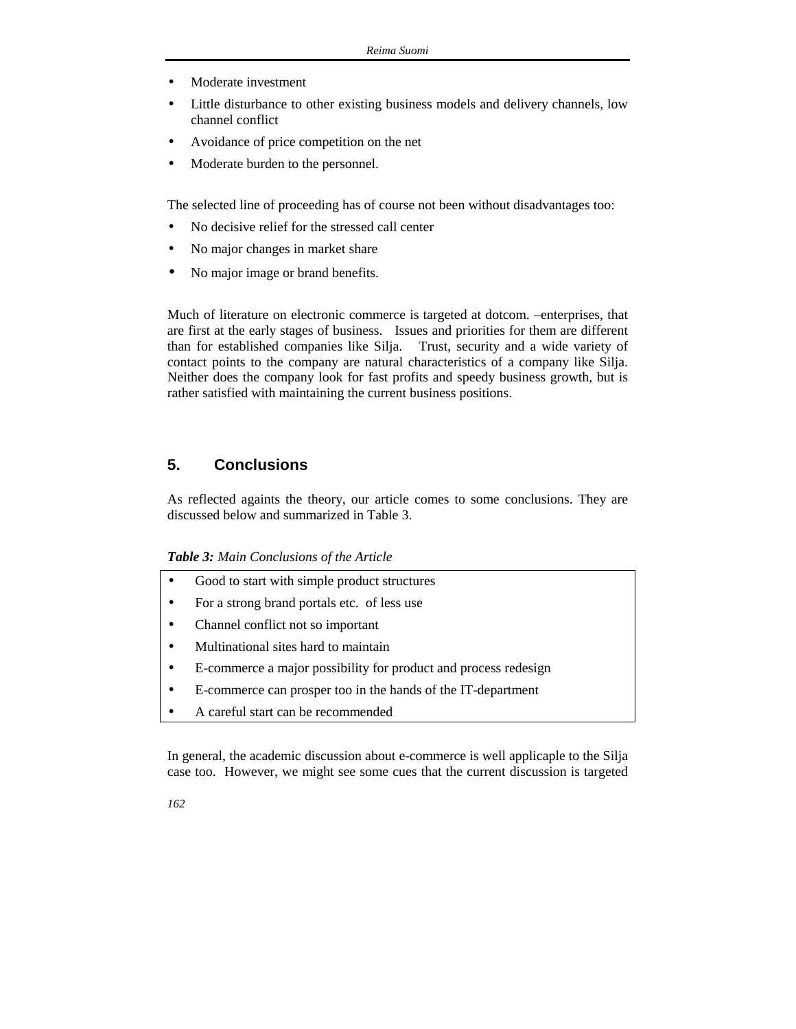- Moderate investment
- Little disturbance to other existing business models and delivery channels, low channel conflict
- Avoidance of price competition on the net
- Moderate burden to the personnel.

The selected line of proceeding has of course not been without disadvantages too:

- No decisive relief for the stressed call center
- No major changes in market share
- No major image or brand benefits.

Much of literature on electronic commerce is targeted at dotcom. –enterprises, that are first at the early stages of business. Issues and priorities for them are different than for established companies like Silja. Trust, security and a wide variety of contact points to the company are natural characteristics of a company like Silja. Neither does the company look for fast profits and speedy business growth, but is rather satisfied with maintaining the current business positions.

## 5. Conclusions

As reflected againts the theory, our article comes to some conclusions. They are discussed below and summarized in Table 3.

***Table 3:*** *Main Conclusions of the Article*

| |
|---|
| • Good to start with simple product structures |
| • For a strong brand portals etc. of less use |
| • Channel conflict not so important |
| • Multinational sites hard to maintain |
| • E-commerce a major possibility for product and process redesign |
| • E-commerce can prosper too in the hands of the IT-department |
| • A careful start can be recommended |

In general, the academic discussion about e-commerce is well applicaple to the Silja case too. However, we might see some cues that the current discussion is targeted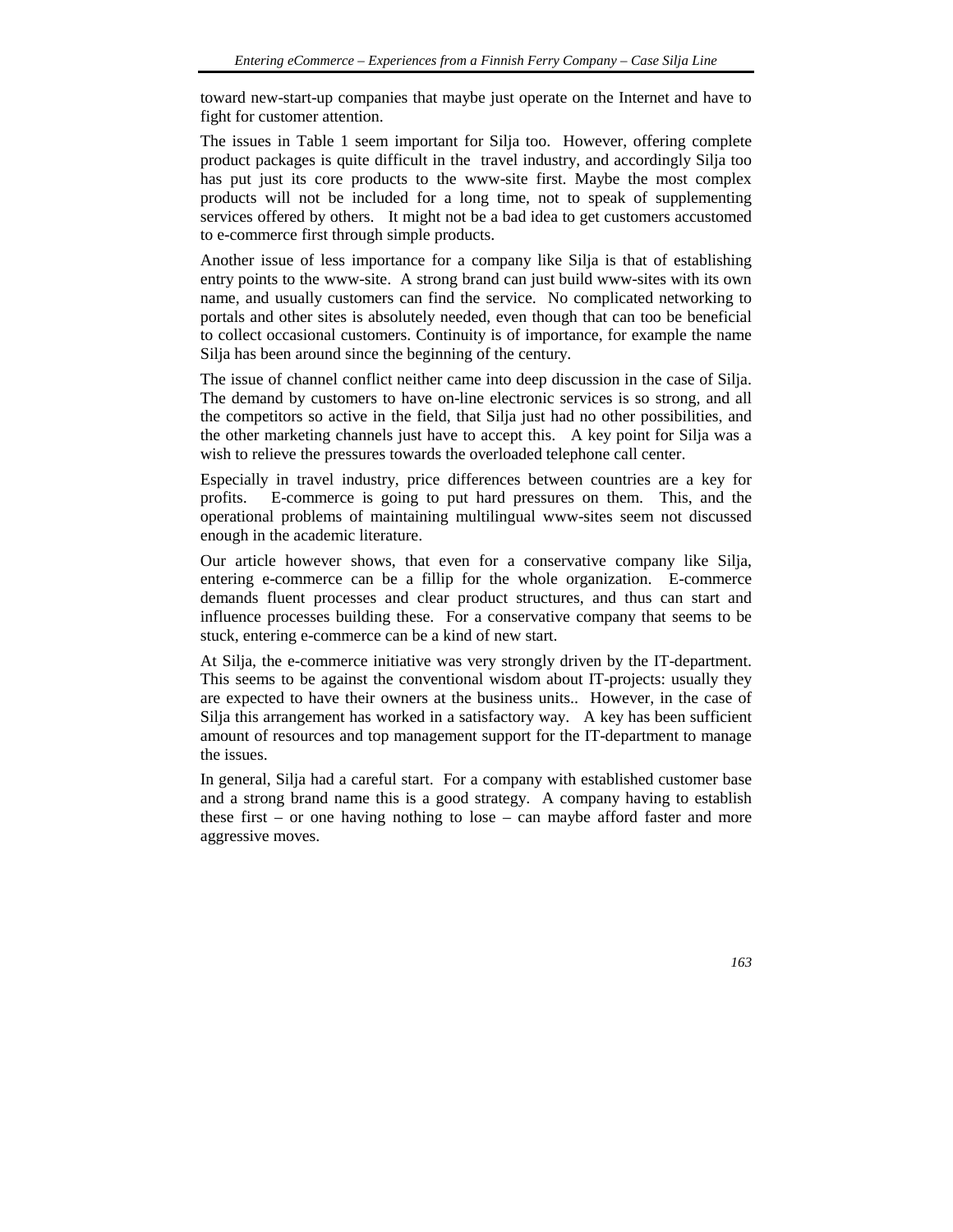toward new-start-up companies that maybe just operate on the Internet and have to fight for customer attention.

The issues in Table 1 seem important for Silja too. However, offering complete product packages is quite difficult in the travel industry, and accordingly Silja too has put just its core products to the www-site first. Maybe the most complex products will not be included for a long time, not to speak of supplementing services offered by others. It might not be a bad idea to get customers accustomed to e-commerce first through simple products.

Another issue of less importance for a company like Silja is that of establishing entry points to the www-site. A strong brand can just build www-sites with its own name, and usually customers can find the service. No complicated networking to portals and other sites is absolutely needed, even though that can too be beneficial to collect occasional customers. Continuity is of importance, for example the name Silja has been around since the beginning of the century.

The issue of channel conflict neither came into deep discussion in the case of Silja. The demand by customers to have on-line electronic services is so strong, and all the competitors so active in the field, that Silja just had no other possibilities, and the other marketing channels just have to accept this. A key point for Silja was a wish to relieve the pressures towards the overloaded telephone call center.

Especially in travel industry, price differences between countries are a key for profits. E-commerce is going to put hard pressures on them. This, and the operational problems of maintaining multilingual www-sites seem not discussed enough in the academic literature.

Our article however shows, that even for a conservative company like Silja, entering e-commerce can be a fillip for the whole organization. E-commerce demands fluent processes and clear product structures, and thus can start and influence processes building these. For a conservative company that seems to be stuck, entering e-commerce can be a kind of new start.

At Silja, the e-commerce initiative was very strongly driven by the IT-department. This seems to be against the conventional wisdom about IT-projects: usually they are expected to have their owners at the business units.. However, in the case of Silja this arrangement has worked in a satisfactory way. A key has been sufficient amount of resources and top management support for the IT-department to manage the issues.

In general, Silja had a careful start. For a company with established customer base and a strong brand name this is a good strategy. A company having to establish these first – or one having nothing to lose – can maybe afford faster and more aggressive moves.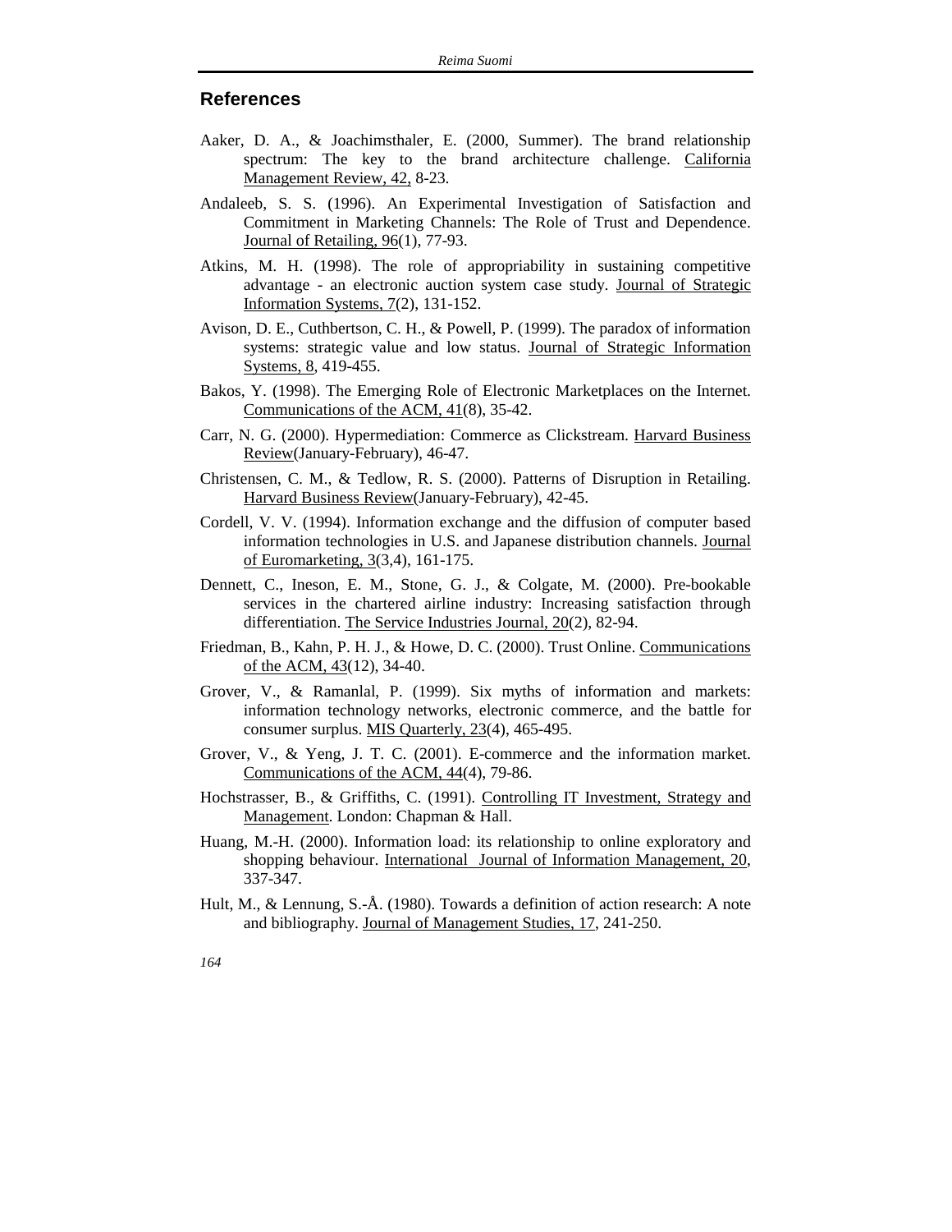## References

Aaker, D. A., & Joachimsthaler, E. (2000, Summer). The brand relationship spectrum: The key to the brand architecture challenge. California Management Review, 42, 8-23.

Andaleeb, S. S. (1996). An Experimental Investigation of Satisfaction and Commitment in Marketing Channels: The Role of Trust and Dependence. Journal of Retailing, 96(1), 77-93.

Atkins, M. H. (1998). The role of appropriability in sustaining competitive advantage - an electronic auction system case study. Journal of Strategic Information Systems, 7(2), 131-152.

Avison, D. E., Cuthbertson, C. H., & Powell, P. (1999). The paradox of information systems: strategic value and low status. Journal of Strategic Information Systems, 8, 419-455.

Bakos, Y. (1998). The Emerging Role of Electronic Marketplaces on the Internet. Communications of the ACM, 41(8), 35-42.

Carr, N. G. (2000). Hypermediation: Commerce as Clickstream. Harvard Business Review(January-February), 46-47.

Christensen, C. M., & Tedlow, R. S. (2000). Patterns of Disruption in Retailing. Harvard Business Review(January-February), 42-45.

Cordell, V. V. (1994). Information exchange and the diffusion of computer based information technologies in U.S. and Japanese distribution channels. Journal of Euromarketing, 3(3,4), 161-175.

Dennett, C., Ineson, E. M., Stone, G. J., & Colgate, M. (2000). Pre-bookable services in the chartered airline industry: Increasing satisfaction through differentiation. The Service Industries Journal, 20(2), 82-94.

Friedman, B., Kahn, P. H. J., & Howe, D. C. (2000). Trust Online. Communications of the ACM, 43(12), 34-40.

Grover, V., & Ramanlal, P. (1999). Six myths of information and markets: information technology networks, electronic commerce, and the battle for consumer surplus. MIS Quarterly, 23(4), 465-495.

Grover, V., & Yeng, J. T. C. (2001). E-commerce and the information market. Communications of the ACM, 44(4), 79-86.

Hochstrasser, B., & Griffiths, C. (1991). Controlling IT Investment, Strategy and Management. London: Chapman & Hall.

Huang, M.-H. (2000). Information load: its relationship to online exploratory and shopping behaviour. International Journal of Information Management, 20, 337-347.

Hult, M., & Lennung, S.-Å. (1980). Towards a definition of action research: A note and bibliography. Journal of Management Studies, 17, 241-250.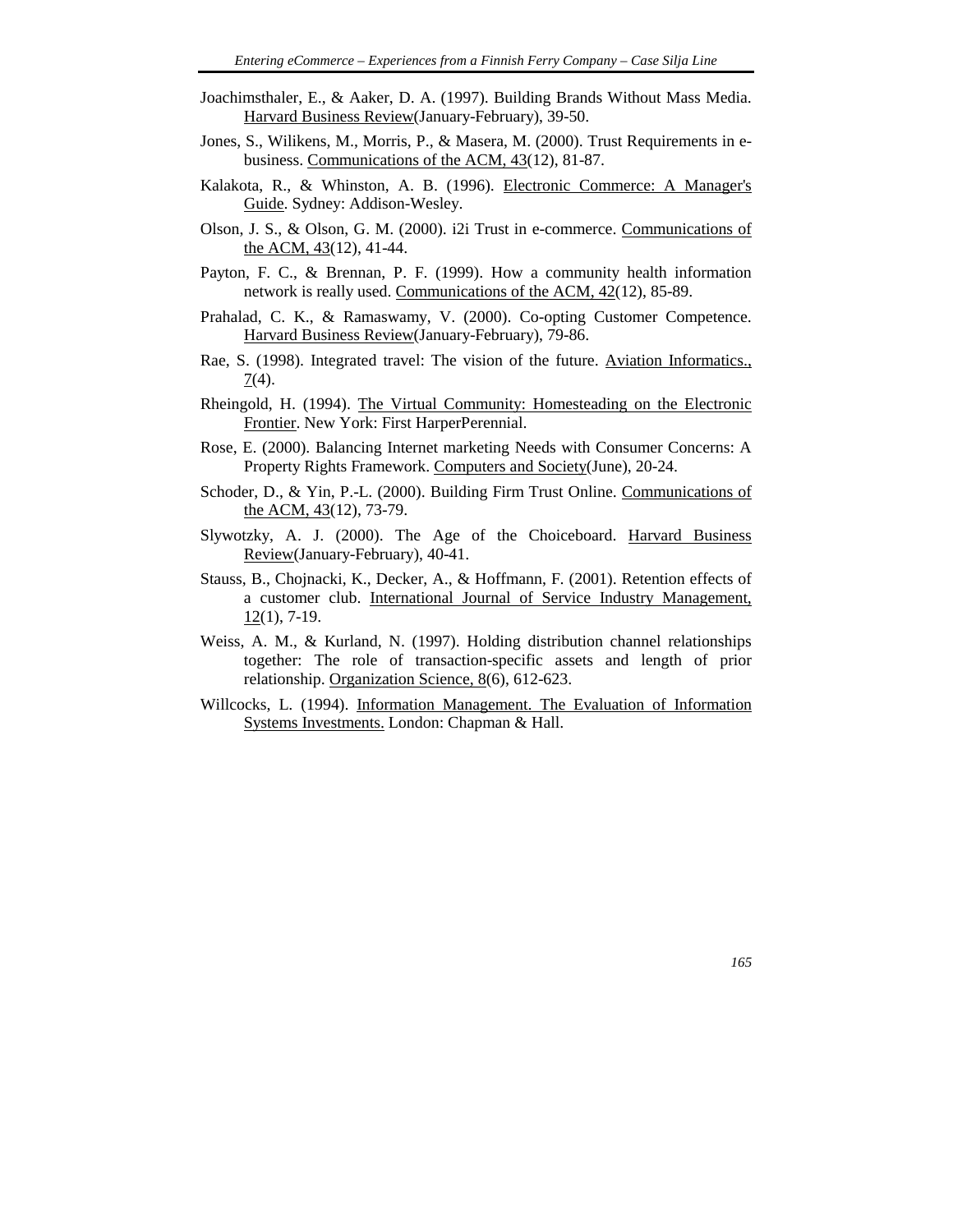Joachimsthaler, E., & Aaker, D. A. (1997). Building Brands Without Mass Media. Harvard Business Review(January-February), 39-50.

Jones, S., Wilikens, M., Morris, P., & Masera, M. (2000). Trust Requirements in e-business. Communications of the ACM, 43(12), 81-87.

Kalakota, R., & Whinston, A. B. (1996). Electronic Commerce: A Manager's Guide. Sydney: Addison-Wesley.

Olson, J. S., & Olson, G. M. (2000). i2i Trust in e-commerce. Communications of the ACM, 43(12), 41-44.

Payton, F. C., & Brennan, P. F. (1999). How a community health information network is really used. Communications of the ACM, 42(12), 85-89.

Prahalad, C. K., & Ramaswamy, V. (2000). Co-opting Customer Competence. Harvard Business Review(January-February), 79-86.

Rae, S. (1998). Integrated travel: The vision of the future. Aviation Informatics., 7(4).

Rheingold, H. (1994). The Virtual Community: Homesteading on the Electronic Frontier. New York: First HarperPerennial.

Rose, E. (2000). Balancing Internet marketing Needs with Consumer Concerns: A Property Rights Framework. Computers and Society(June), 20-24.

Schoder, D., & Yin, P.-L. (2000). Building Firm Trust Online. Communications of the ACM, 43(12), 73-79.

Slywotzky, A. J. (2000). The Age of the Choiceboard. Harvard Business Review(January-February), 40-41.

Stauss, B., Chojnacki, K., Decker, A., & Hoffmann, F. (2001). Retention effects of a customer club. International Journal of Service Industry Management, 12(1), 7-19.

Weiss, A. M., & Kurland, N. (1997). Holding distribution channel relationships together: The role of transaction-specific assets and length of prior relationship. Organization Science, 8(6), 612-623.

Willcocks, L. (1994). Information Management. The Evaluation of Information Systems Investments. London: Chapman & Hall.